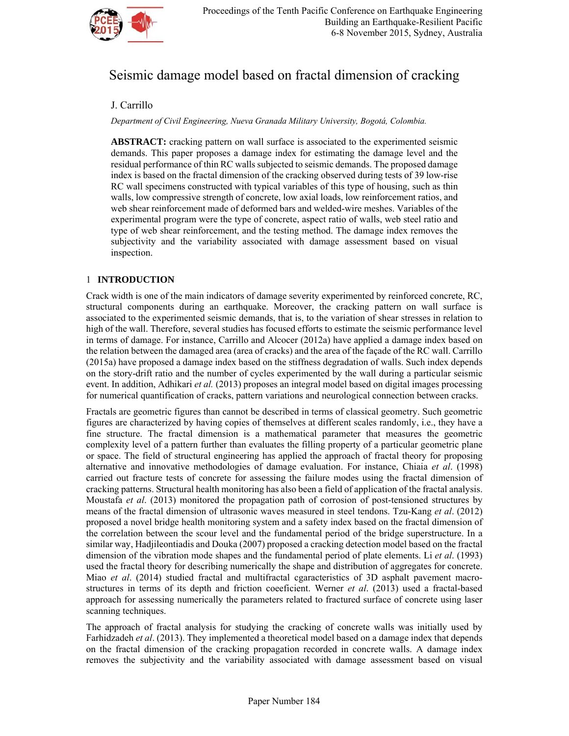# Seismic damage model based on fractal dimension of cracking

J. Carrillo

*Department of Civil Engineering, Nueva Granada Military University, Bogotá, Colombia.*

**ABSTRACT:** cracking pattern on wall surface is associated to the experimented seismic demands. This paper proposes a damage index for estimating the damage level and the residual performance of thin RC walls subjected to seismic demands. The proposed damage index is based on the fractal dimension of the cracking observed during tests of 39 low-rise RC wall specimens constructed with typical variables of this type of housing, such as thin walls, low compressive strength of concrete, low axial loads, low reinforcement ratios, and web shear reinforcement made of deformed bars and welded-wire meshes. Variables of the experimental program were the type of concrete, aspect ratio of walls, web steel ratio and type of web shear reinforcement, and the testing method. The damage index removes the subjectivity and the variability associated with damage assessment based on visual inspection.

## 1 INTRODUCTION

Crack width is one of the main indicators of damage severity experimented by reinforced concrete, RC, structural components during an earthquake. Moreover, the cracking pattern on wall surface is associated to the experimented seismic demands, that is, to the variation of shear stresses in relation to high of the wall. Therefore, several studies has focused efforts to estimate the seismic performance level in terms of damage. For instance, Carrillo and Alcocer (2012a) have applied a damage index based on the relation between the damaged area (area of cracks) and the area of the façade of the RC wall. Carrillo (2015a) have proposed a damage index based on the stiffness degradation of walls. Such index depends on the story-drift ratio and the number of cycles experimented by the wall during a particular seismic event. In addition, Adhikari *et al.* (2013) proposes an integral model based on digital images processing for numerical quantification of cracks, pattern variations and neurological connection between cracks.

Fractals are geometric figures than cannot be described in terms of classical geometry. Such geometric figures are characterized by having copies of themselves at different scales randomly, i.e., they have a fine structure. The fractal dimension is a mathematical parameter that measures the geometric complexity level of a pattern further than evaluates the filling property of a particular geometric plane or space. The field of structural engineering has applied the approach of fractal theory for proposing alternative and innovative methodologies of damage evaluation. For instance, Chiaia *et al*. (1998) carried out fracture tests of concrete for assessing the failure modes using the fractal dimension of cracking patterns. Structural health monitoring has also been a field of application of the fractal analysis. Moustafa *et al*. (2013) monitored the propagation path of corrosion of post-tensioned structures by means of the fractal dimension of ultrasonic waves measured in steel tendons. Tzu-Kang *et al*. (2012) proposed a novel bridge health monitoring system and a safety index based on the fractal dimension of the correlation between the scour level and the fundamental period of the bridge superstructure. In a similar way, Hadjileontiadis and Douka (2007) proposed a cracking detection model based on the fractal dimension of the vibration mode shapes and the fundamental period of plate elements. Li *et al*. (1993) used the fractal theory for describing numerically the shape and distribution of aggregates for concrete. Miao *et al*. (2014) studied fractal and multifractal cgaracteristics of 3D asphalt pavement macro-structures in terms of its depth and friction coeeficient. Werner *et al*. (2013) used a fractal-based approach for assessing numerically the parameters related to fractured surface of concrete using laser scanning techniques.

The approach of fractal analysis for studying the cracking of concrete walls was initially used by Farhidzadeh *et al*. (2013). They implemented a theoretical model based on a damage index that depends on the fractal dimension of the cracking propagation recorded in concrete walls. A damage index removes the subjectivity and the variability associated with damage assessment based on visual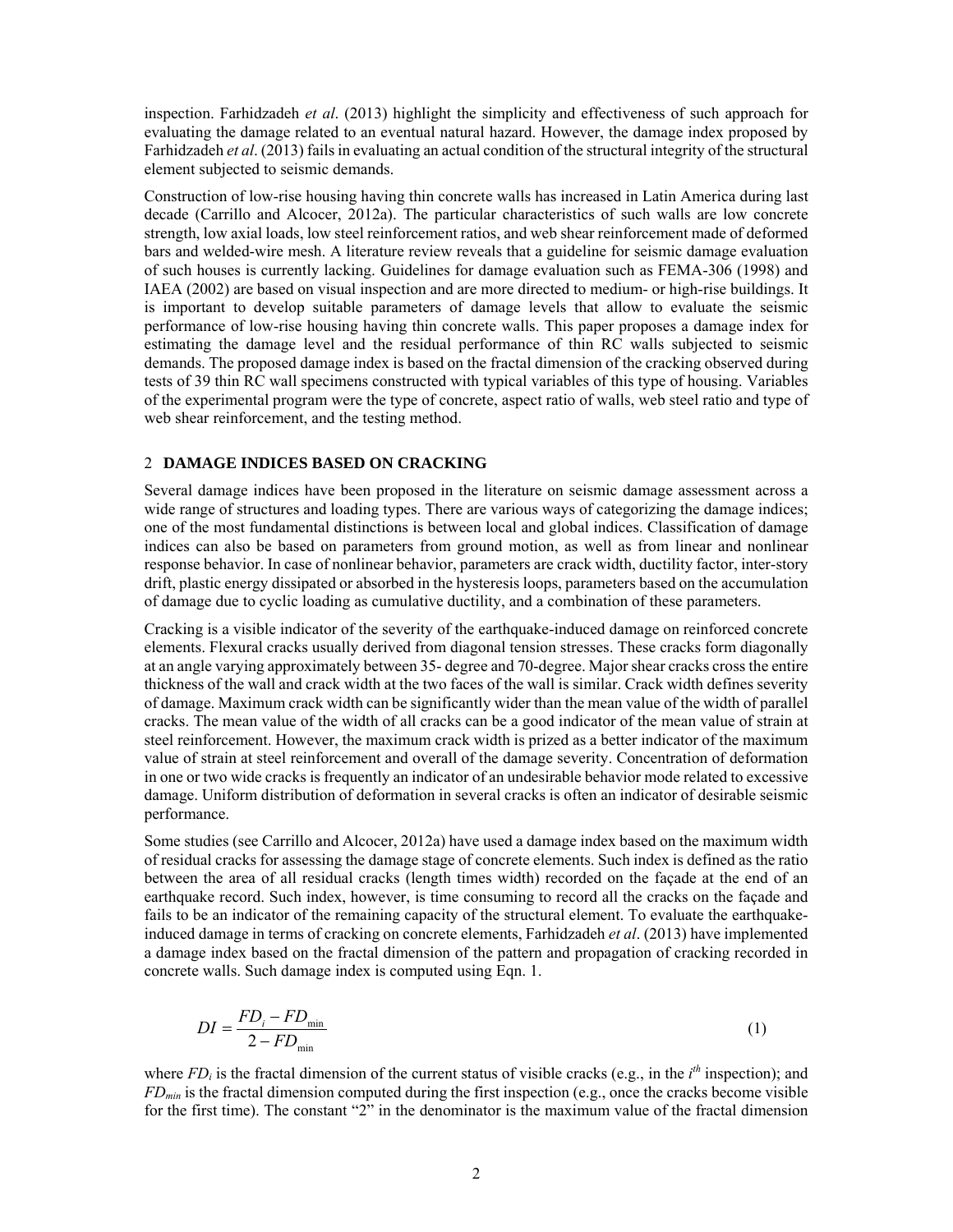inspection. Farhidzadeh *et al*. (2013) highlight the simplicity and effectiveness of such approach for evaluating the damage related to an eventual natural hazard. However, the damage index proposed by Farhidzadeh *et al*. (2013) fails in evaluating an actual condition of the structural integrity of the structural element subjected to seismic demands.

Construction of low-rise housing having thin concrete walls has increased in Latin America during last decade (Carrillo and Alcocer, 2012a). The particular characteristics of such walls are low concrete strength, low axial loads, low steel reinforcement ratios, and web shear reinforcement made of deformed bars and welded-wire mesh. A literature review reveals that a guideline for seismic damage evaluation of such houses is currently lacking. Guidelines for damage evaluation such as FEMA-306 (1998) and IAEA (2002) are based on visual inspection and are more directed to medium- or high-rise buildings. It is important to develop suitable parameters of damage levels that allow to evaluate the seismic performance of low-rise housing having thin concrete walls. This paper proposes a damage index for estimating the damage level and the residual performance of thin RC walls subjected to seismic demands. The proposed damage index is based on the fractal dimension of the cracking observed during tests of 39 thin RC wall specimens constructed with typical variables of this type of housing. Variables of the experimental program were the type of concrete, aspect ratio of walls, web steel ratio and type of web shear reinforcement, and the testing method.

## 2 DAMAGE INDICES BASED ON CRACKING

Several damage indices have been proposed in the literature on seismic damage assessment across a wide range of structures and loading types. There are various ways of categorizing the damage indices; one of the most fundamental distinctions is between local and global indices. Classification of damage indices can also be based on parameters from ground motion, as well as from linear and nonlinear response behavior. In case of nonlinear behavior, parameters are crack width, ductility factor, inter-story drift, plastic energy dissipated or absorbed in the hysteresis loops, parameters based on the accumulation of damage due to cyclic loading as cumulative ductility, and a combination of these parameters.

Cracking is a visible indicator of the severity of the earthquake-induced damage on reinforced concrete elements. Flexural cracks usually derived from diagonal tension stresses. These cracks form diagonally at an angle varying approximately between 35- degree and 70-degree. Major shear cracks cross the entire thickness of the wall and crack width at the two faces of the wall is similar. Crack width defines severity of damage. Maximum crack width can be significantly wider than the mean value of the width of parallel cracks. The mean value of the width of all cracks can be a good indicator of the mean value of strain at steel reinforcement. However, the maximum crack width is prized as a better indicator of the maximum value of strain at steel reinforcement and overall of the damage severity. Concentration of deformation in one or two wide cracks is frequently an indicator of an undesirable behavior mode related to excessive damage. Uniform distribution of deformation in several cracks is often an indicator of desirable seismic performance.

Some studies (see Carrillo and Alcocer, 2012a) have used a damage index based on the maximum width of residual cracks for assessing the damage stage of concrete elements. Such index is defined as the ratio between the area of all residual cracks (length times width) recorded on the façade at the end of an earthquake record. Such index, however, is time consuming to record all the cracks on the façade and fails to be an indicator of the remaining capacity of the structural element. To evaluate the earthquake-induced damage in terms of cracking on concrete elements, Farhidzadeh *et al*. (2013) have implemented a damage index based on the fractal dimension of the pattern and propagation of cracking recorded in concrete walls. Such damage index is computed using Eqn. 1.

$$DI = \frac{FD_i - FD_{\min}}{2 - FD_{\min}} \tag{1}$$

where $FD_i$ is the fractal dimension of the current status of visible cracks (e.g., in the $i^{th}$ inspection); and $FD_{min}$ is the fractal dimension computed during the first inspection (e.g., once the cracks become visible for the first time). The constant "2" in the denominator is the maximum value of the fractal dimension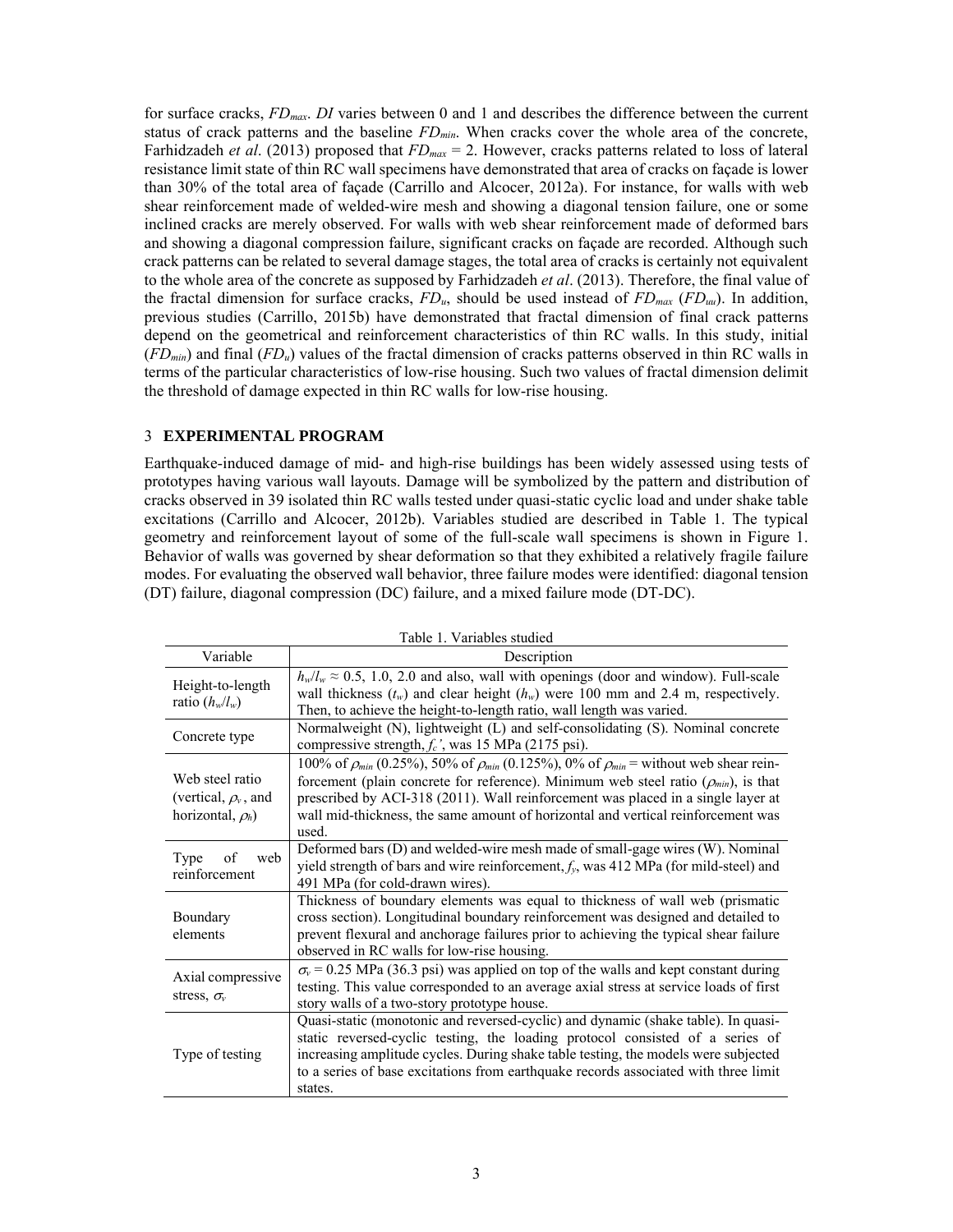for surface cracks, $FD_{max}$. $DI$ varies between 0 and 1 and describes the difference between the current status of crack patterns and the baseline $FD_{min}$. When cracks cover the whole area of the concrete, Farhidzadeh *et al*. (2013) proposed that $FD_{max} = 2$. However, cracks patterns related to loss of lateral resistance limit state of thin RC wall specimens have demonstrated that area of cracks on façade is lower than 30% of the total area of façade (Carrillo and Alcocer, 2012a). For instance, for walls with web shear reinforcement made of welded-wire mesh and showing a diagonal tension failure, one or some inclined cracks are merely observed. For walls with web shear reinforcement made of deformed bars and showing a diagonal compression failure, significant cracks on façade are recorded. Although such crack patterns can be related to several damage stages, the total area of cracks is certainly not equivalent to the whole area of the concrete as supposed by Farhidzadeh *et al*. (2013). Therefore, the final value of the fractal dimension for surface cracks, $FD_u$, should be used instead of $FD_{max}$ ($FD_{uu}$). In addition, previous studies (Carrillo, 2015b) have demonstrated that fractal dimension of final crack patterns depend on the geometrical and reinforcement characteristics of thin RC walls. In this study, initial ($FD_{min}$) and final ($FD_u$) values of the fractal dimension of cracks patterns observed in thin RC walls in terms of the particular characteristics of low-rise housing. Such two values of fractal dimension delimit the threshold of damage expected in thin RC walls for low-rise housing.

## 3 EXPERIMENTAL PROGRAM

Earthquake-induced damage of mid- and high-rise buildings has been widely assessed using tests of prototypes having various wall layouts. Damage will be symbolized by the pattern and distribution of cracks observed in 39 isolated thin RC walls tested under quasi-static cyclic load and under shake table excitations (Carrillo and Alcocer, 2012b). Variables studied are described in Table 1. The typical geometry and reinforcement layout of some of the full-scale wall specimens is shown in Figure 1. Behavior of walls was governed by shear deformation so that they exhibited a relatively fragile failure modes. For evaluating the observed wall behavior, three failure modes were identified: diagonal tension (DT) failure, diagonal compression (DC) failure, and a mixed failure mode (DT-DC).

Table 1. Variables studied

| Variable | Description |
|---|---|
| Height-to-length ratio ($h_w/l_w$) | $h_w/l_w \approx 0.5$, 1.0, 2.0 and also, wall with openings (door and window). Full-scale wall thickness ($t_w$) and clear height ($h_w$) were 100 mm and 2.4 m, respectively. Then, to achieve the height-to-length ratio, wall length was varied. |
| Concrete type | Normalweight (N), lightweight (L) and self-consolidating (S). Nominal concrete compressive strength, $f_c'$, was 15 MPa (2175 psi). |
| Web steel ratio (vertical, $\rho_v$, and horizontal, $\rho_h$) | 100% of $\rho_{min}$ (0.25%), 50% of $\rho_{min}$ (0.125%), 0% of $\rho_{min}$ = without web shear reinforcement (plain concrete for reference). Minimum web steel ratio ($\rho_{min}$), is that prescribed by ACI-318 (2011). Wall reinforcement was placed in a single layer at wall mid-thickness, the same amount of horizontal and vertical reinforcement was used. |
| Type of web reinforcement | Deformed bars (D) and welded-wire mesh made of small-gage wires (W). Nominal yield strength of bars and wire reinforcement, $f_y$, was 412 MPa (for mild-steel) and 491 MPa (for cold-drawn wires). |
| Boundary elements | Thickness of boundary elements was equal to thickness of wall web (prismatic cross section). Longitudinal boundary reinforcement was designed and detailed to prevent flexural and anchorage failures prior to achieving the typical shear failure observed in RC walls for low-rise housing. |
| Axial compressive stress, $\sigma_v$ | $\sigma_v = 0.25$ MPa (36.3 psi) was applied on top of the walls and kept constant during testing. This value corresponded to an average axial stress at service loads of first story walls of a two-story prototype house. |
| Type of testing | Quasi-static (monotonic and reversed-cyclic) and dynamic (shake table). In quasi-static reversed-cyclic testing, the loading protocol consisted of a series of increasing amplitude cycles. During shake table testing, the models were subjected to a series of base excitations from earthquake records associated with three limit states. |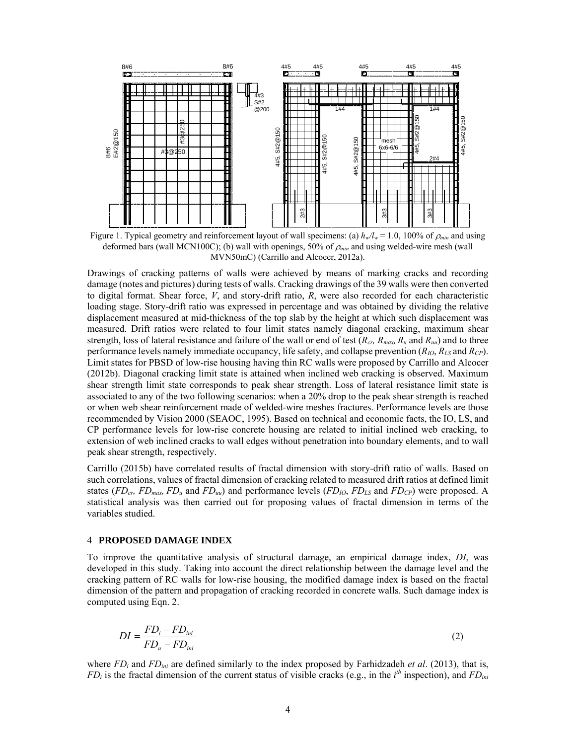Figure 1. Typical geometry and reinforcement layout of wall specimens: (a) $h_w/l_w$ = 1.0, 100% of $\rho_{min}$ and using deformed bars (wall MCN100C); (b) wall with openings, 50% of $\rho_{min}$ and using welded-wire mesh (wall MVN50mC) (Carrillo and Alcocer, 2012a).

Drawings of cracking patterns of walls were achieved by means of marking cracks and recording damage (notes and pictures) during tests of walls. Cracking drawings of the 39 walls were then converted to digital format. Shear force, $V$, and story-drift ratio, $R$, were also recorded for each characteristic loading stage. Story-drift ratio was expressed in percentage and was obtained by dividing the relative displacement measured at mid-thickness of the top slab by the height at which such displacement was measured. Drift ratios were related to four limit states namely diagonal cracking, maximum shear strength, loss of lateral resistance and failure of the wall or end of test ($R_{cr}$, $R_{max}$, $R_u$ and $R_{uu}$) and to three performance levels namely immediate occupancy, life safety, and collapse prevention ($R_{IO}$, $R_{LS}$ and $R_{CP}$). Limit states for PBSD of low-rise housing having thin RC walls were proposed by Carrillo and Alcocer (2012b). Diagonal cracking limit state is attained when inclined web cracking is observed. Maximum shear strength limit state corresponds to peak shear strength. Loss of lateral resistance limit state is associated to any of the two following scenarios: when a 20% drop to the peak shear strength is reached or when web shear reinforcement made of welded-wire meshes fractures. Performance levels are those recommended by Vision 2000 (SEAOC, 1995). Based on technical and economic facts, the IO, LS, and CP performance levels for low-rise concrete housing are related to initial inclined web cracking, to extension of web inclined cracks to wall edges without penetration into boundary elements, and to wall peak shear strength, respectively.

Carrillo (2015b) have correlated results of fractal dimension with story-drift ratio of walls. Based on such correlations, values of fractal dimension of cracking related to measured drift ratios at defined limit states ($FD_{cr}$, $FD_{max}$, $FD_u$ and $FD_{uu}$) and performance levels ($FD_{IO}$, $FD_{LS}$ and $FD_{CP}$) were proposed. A statistical analysis was then carried out for proposing values of fractal dimension in terms of the variables studied.

## 4 PROPOSED DAMAGE INDEX

To improve the quantitative analysis of structural damage, an empirical damage index, $DI$, was developed in this study. Taking into account the direct relationship between the damage level and the cracking pattern of RC walls for low-rise housing, the modified damage index is based on the fractal dimension of the pattern and propagation of cracking recorded in concrete walls. Such damage index is computed using Eqn. 2.

$$DI = \frac{FD_i - FD_{ini}}{FD_u - FD_{ini}} \tag{2}$$

where $FD_i$ and $FD_{ini}$ are defined similarly to the index proposed by Farhidzadeh *et al*. (2013), that is, $FD_i$ is the fractal dimension of the current status of visible cracks (e.g., in the $i^{th}$ inspection), and $FD_{ini}$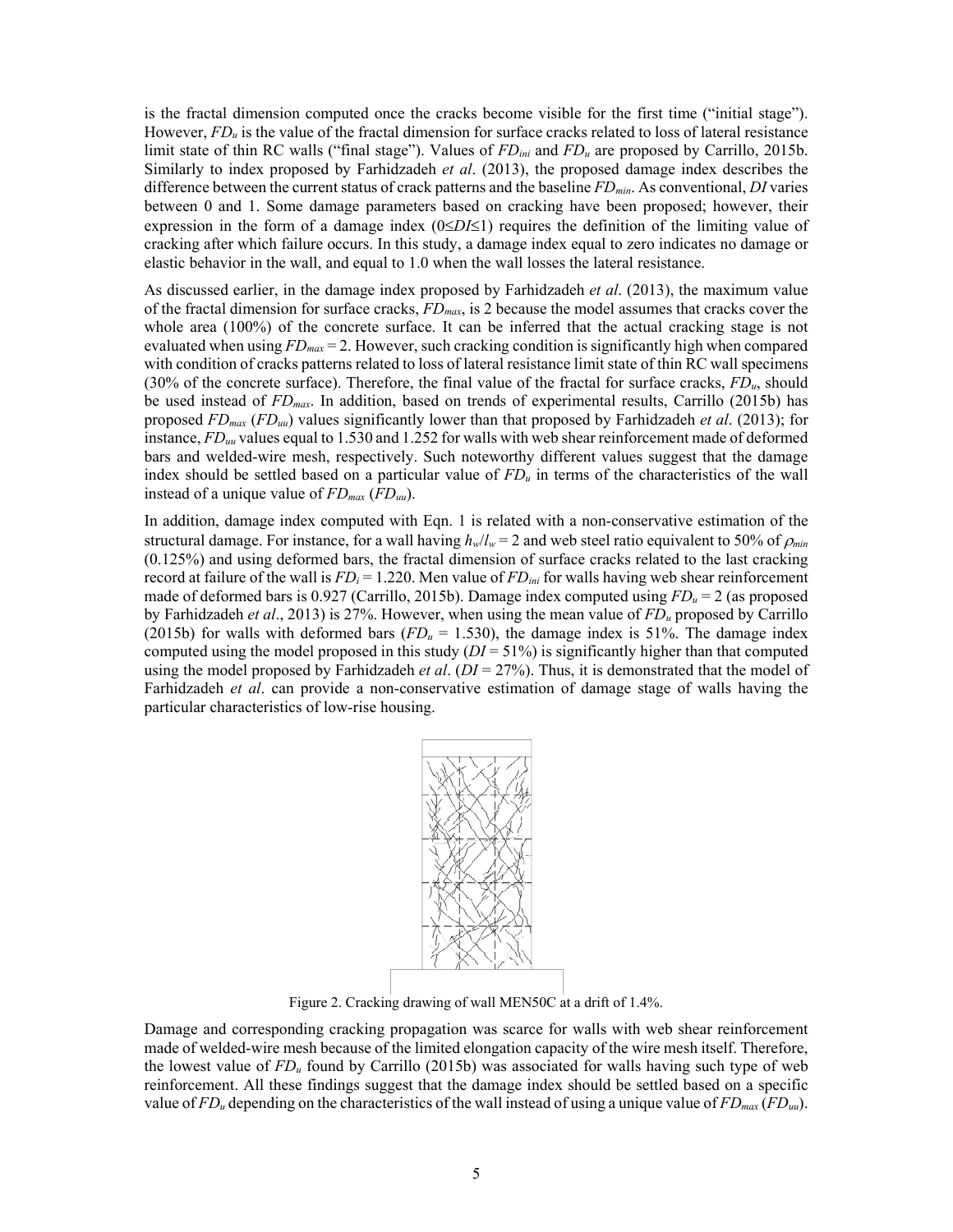is the fractal dimension computed once the cracks become visible for the first time ("initial stage"). However, $FD_u$ is the value of the fractal dimension for surface cracks related to loss of lateral resistance limit state of thin RC walls ("final stage"). Values of $FD_{ini}$ and $FD_u$ are proposed by Carrillo, 2015b. Similarly to index proposed by Farhidzadeh *et al*. (2013), the proposed damage index describes the difference between the current status of crack patterns and the baseline $FD_{min}$. As conventional, $DI$ varies between 0 and 1. Some damage parameters based on cracking have been proposed; however, their expression in the form of a damage index ($0 \leq DI \leq 1$) requires the definition of the limiting value of cracking after which failure occurs. In this study, a damage index equal to zero indicates no damage or elastic behavior in the wall, and equal to 1.0 when the wall losses the lateral resistance.

As discussed earlier, in the damage index proposed by Farhidzadeh *et al*. (2013), the maximum value of the fractal dimension for surface cracks, $FD_{max}$, is 2 because the model assumes that cracks cover the whole area (100%) of the concrete surface. It can be inferred that the actual cracking stage is not evaluated when using $FD_{max} = 2$. However, such cracking condition is significantly high when compared with condition of cracks patterns related to loss of lateral resistance limit state of thin RC wall specimens (30% of the concrete surface). Therefore, the final value of the fractal for surface cracks, $FD_u$, should be used instead of $FD_{max}$. In addition, based on trends of experimental results, Carrillo (2015b) has proposed $FD_{max}$ ($FD_{uu}$) values significantly lower than that proposed by Farhidzadeh *et al*. (2013); for instance, $FD_{uu}$ values equal to 1.530 and 1.252 for walls with web shear reinforcement made of deformed bars and welded-wire mesh, respectively. Such noteworthy different values suggest that the damage index should be settled based on a particular value of $FD_u$ in terms of the characteristics of the wall instead of a unique value of $FD_{max}$ ($FD_{uu}$).

In addition, damage index computed with Eqn. 1 is related with a non-conservative estimation of the structural damage. For instance, for a wall having $h_w/l_w = 2$ and web steel ratio equivalent to 50% of $\rho_{min}$ (0.125%) and using deformed bars, the fractal dimension of surface cracks related to the last cracking record at failure of the wall is $FD_i = 1.220$. Men value of $FD_{ini}$ for walls having web shear reinforcement made of deformed bars is 0.927 (Carrillo, 2015b). Damage index computed using $FD_u = 2$ (as proposed by Farhidzadeh *et al*., 2013) is 27%. However, when using the mean value of $FD_u$ proposed by Carrillo (2015b) for walls with deformed bars ($FD_u = 1.530$), the damage index is 51%. The damage index computed using the model proposed in this study ($DI = 51\%$) is significantly higher than that computed using the model proposed by Farhidzadeh *et al*. ($DI = 27\%$). Thus, it is demonstrated that the model of Farhidzadeh *et al*. can provide a non-conservative estimation of damage stage of walls having the particular characteristics of low-rise housing.

Figure 2. Cracking drawing of wall MEN50C at a drift of 1.4%.

Damage and corresponding cracking propagation was scarce for walls with web shear reinforcement made of welded-wire mesh because of the limited elongation capacity of the wire mesh itself. Therefore, the lowest value of $FD_u$ found by Carrillo (2015b) was associated for walls having such type of web reinforcement. All these findings suggest that the damage index should be settled based on a specific value of $FD_u$ depending on the characteristics of the wall instead of using a unique value of $FD_{max}$ ($FD_{uu}$).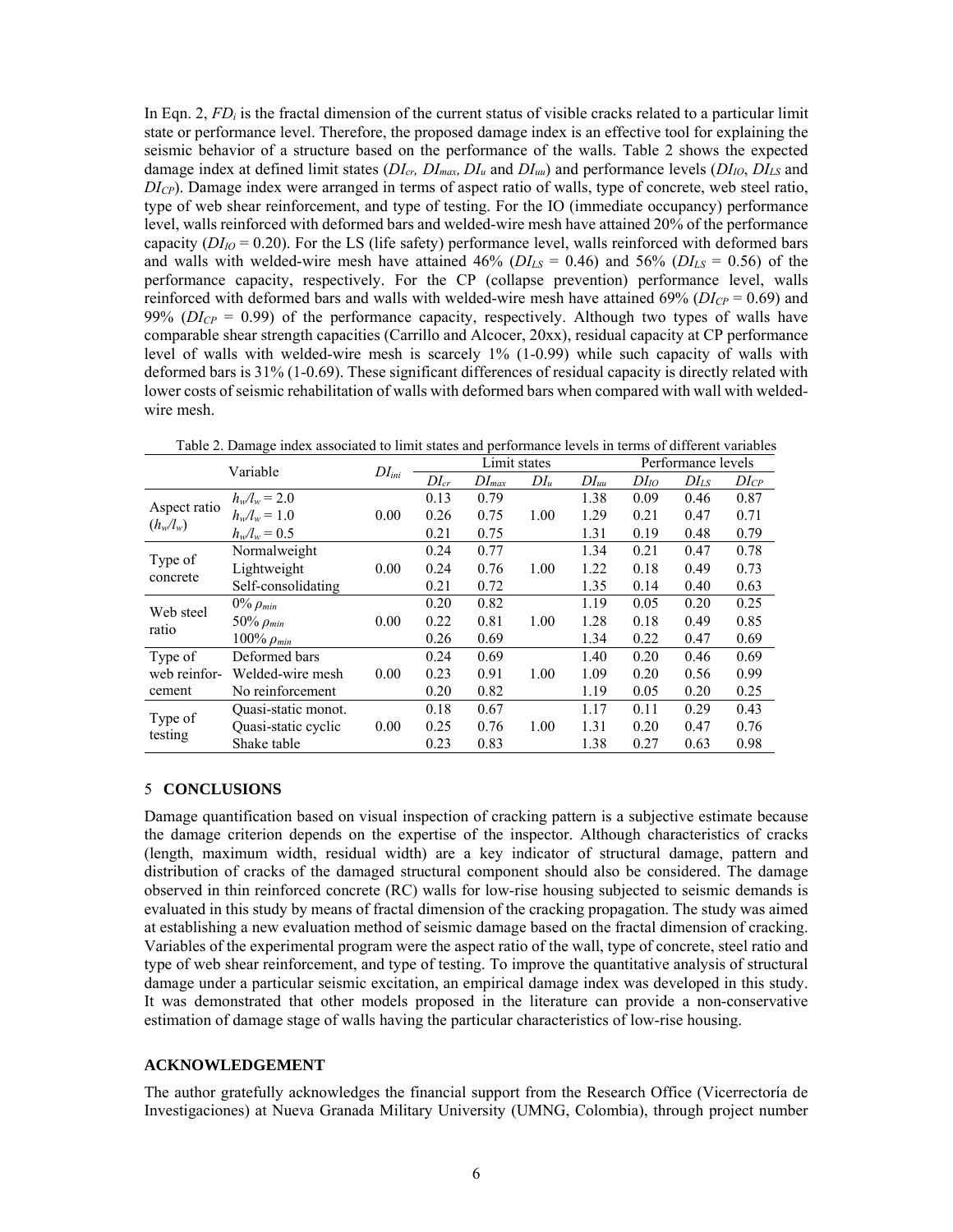In Eqn. 2, $FD_i$ is the fractal dimension of the current status of visible cracks related to a particular limit state or performance level. Therefore, the proposed damage index is an effective tool for explaining the seismic behavior of a structure based on the performance of the walls. Table 2 shows the expected damage index at defined limit states ($DI_{cr}$, $DI_{max}$, $DI_u$ and $DI_{uu}$) and performance levels ($DI_{IO}$, $DI_{LS}$ and $DI_{CP}$). Damage index were arranged in terms of aspect ratio of walls, type of concrete, web steel ratio, type of web shear reinforcement, and type of testing. For the IO (immediate occupancy) performance level, walls reinforced with deformed bars and welded-wire mesh have attained 20% of the performance capacity ($DI_{IO}$ = 0.20). For the LS (life safety) performance level, walls reinforced with deformed bars and walls with welded-wire mesh have attained 46% ($DI_{LS}$ = 0.46) and 56% ($DI_{LS}$ = 0.56) of the performance capacity, respectively. For the CP (collapse prevention) performance level, walls reinforced with deformed bars and walls with welded-wire mesh have attained 69% ($DI_{CP}$ = 0.69) and 99% ($DI_{CP}$ = 0.99) of the performance capacity, respectively. Although two types of walls have comparable shear strength capacities (Carrillo and Alcocer, 20xx), residual capacity at CP performance level of walls with welded-wire mesh is scarcely 1% (1-0.99) while such capacity of walls with deformed bars is 31% (1-0.69). These significant differences of residual capacity is directly related with lower costs of seismic rehabilitation of walls with deformed bars when compared with wall with welded-wire mesh.

Table 2. Damage index associated to limit states and performance levels in terms of different variables

| Variable | | $DI_{ini}$ | Limit states | | | | Performance levels | | |
|---|---|---|---|---|---|---|---|---|---|
| | | | $DI_{cr}$ | $DI_{max}$ | $DI_u$ | $DI_{uu}$ | $DI_{IO}$ | $DI_{LS}$ | $DI_{CP}$ |
| Aspect ratio ($h_w/l_w$) | $h_w/l_w = 2.0$ | 0.00 | 0.13 | 0.79 | 1.00 | 1.38 | 0.09 | 0.46 | 0.87 |
| | $h_w/l_w = 1.0$ | | 0.26 | 0.75 | | 1.29 | 0.21 | 0.47 | 0.71 |
| | $h_w/l_w = 0.5$ | | 0.21 | 0.75 | | 1.31 | 0.19 | 0.48 | 0.79 |
| Type of concrete | Normalweight | 0.00 | 0.24 | 0.77 | 1.00 | 1.34 | 0.21 | 0.47 | 0.78 |
| | Lightweight | | 0.24 | 0.76 | | 1.22 | 0.18 | 0.49 | 0.73 |
| | Self-consolidating | | 0.21 | 0.72 | | 1.35 | 0.14 | 0.40 | 0.63 |
| Web steel ratio | 0% $\rho_{min}$ | 0.00 | 0.20 | 0.82 | 1.00 | 1.19 | 0.05 | 0.20 | 0.25 |
| | 50% $\rho_{min}$ | | 0.22 | 0.81 | | 1.28 | 0.18 | 0.49 | 0.85 |
| | 100% $\rho_{min}$ | | 0.26 | 0.69 | | 1.34 | 0.22 | 0.47 | 0.69 |
| Type of web reinfor-cement | Deformed bars | 0.00 | 0.24 | 0.69 | 1.00 | 1.40 | 0.20 | 0.46 | 0.69 |
| | Welded-wire mesh | | 0.23 | 0.91 | | 1.09 | 0.20 | 0.56 | 0.99 |
| | No reinforcement | | 0.20 | 0.82 | | 1.19 | 0.05 | 0.20 | 0.25 |
| Type of testing | Quasi-static monot. | 0.00 | 0.18 | 0.67 | 1.00 | 1.17 | 0.11 | 0.29 | 0.43 |
| | Quasi-static cyclic | | 0.25 | 0.76 | | 1.31 | 0.20 | 0.47 | 0.76 |
| | Shake table | | 0.23 | 0.83 | | 1.38 | 0.27 | 0.63 | 0.98 |

## 5 CONCLUSIONS

Damage quantification based on visual inspection of cracking pattern is a subjective estimate because the damage criterion depends on the expertise of the inspector. Although characteristics of cracks (length, maximum width, residual width) are a key indicator of structural damage, pattern and distribution of cracks of the damaged structural component should also be considered. The damage observed in thin reinforced concrete (RC) walls for low-rise housing subjected to seismic demands is evaluated in this study by means of fractal dimension of the cracking propagation. The study was aimed at establishing a new evaluation method of seismic damage based on the fractal dimension of cracking. Variables of the experimental program were the aspect ratio of the wall, type of concrete, steel ratio and type of web shear reinforcement, and type of testing. To improve the quantitative analysis of structural damage under a particular seismic excitation, an empirical damage index was developed in this study. It was demonstrated that other models proposed in the literature can provide a non-conservative estimation of damage stage of walls having the particular characteristics of low-rise housing.

## ACKNOWLEDGEMENT

The author gratefully acknowledges the financial support from the Research Office (Vicerrectoría de Investigaciones) at Nueva Granada Military University (UMNG, Colombia), through project number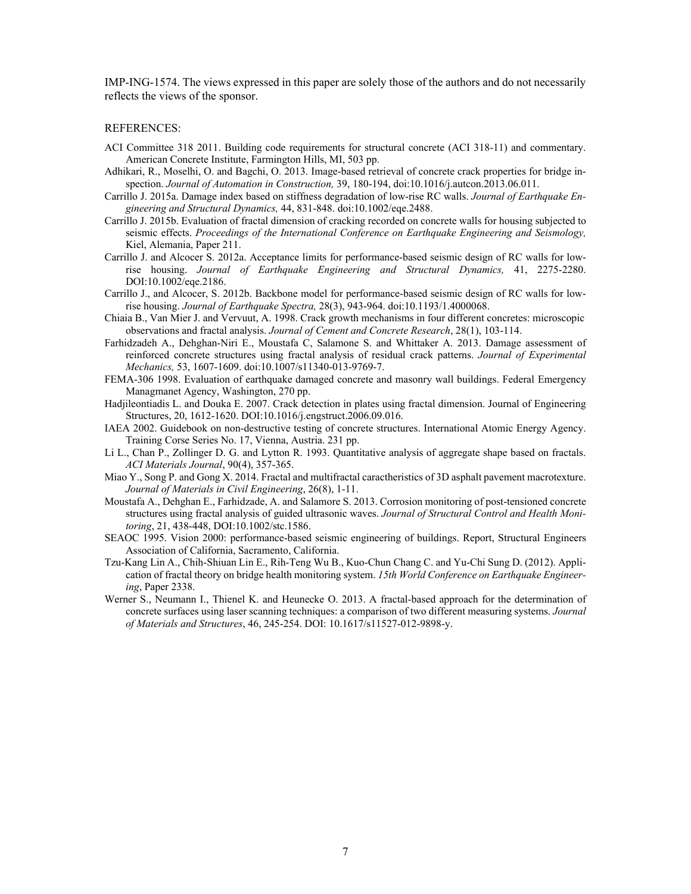IMP-ING-1574. The views expressed in this paper are solely those of the authors and do not necessarily reflects the views of the sponsor.

REFERENCES:

ACI Committee 318 2011. Building code requirements for structural concrete (ACI 318-11) and commentary. American Concrete Institute, Farmington Hills, MI, 503 pp.

Adhikari, R., Moselhi, O. and Bagchi, O. 2013. Image-based retrieval of concrete crack properties for bridge inspection. *Journal of Automation in Construction,* 39, 180-194, doi:10.1016/j.autcon.2013.06.011.

Carrillo J. 2015a. Damage index based on stiffness degradation of low-rise RC walls. *Journal of Earthquake Engineering and Structural Dynamics,* 44, 831-848. doi:10.1002/eqe.2488.

Carrillo J. 2015b. Evaluation of fractal dimension of cracking recorded on concrete walls for housing subjected to seismic effects. *Proceedings of the International Conference on Earthquake Engineering and Seismology,* Kiel, Alemania, Paper 211.

Carrillo J. and Alcocer S. 2012a. Acceptance limits for performance-based seismic design of RC walls for low-rise housing. *Journal of Earthquake Engineering and Structural Dynamics,* 41, 2275-2280. DOI:10.1002/eqe.2186.

Carrillo J., and Alcocer, S. 2012b. Backbone model for performance-based seismic design of RC walls for low-rise housing. *Journal of Earthquake Spectra,* 28(3), 943-964. doi:10.1193/1.4000068.

Chiaia B., Van Mier J. and Vervuut, A. 1998. Crack growth mechanisms in four different concretes: microscopic observations and fractal analysis. *Journal of Cement and Concrete Research*, 28(1), 103-114.

Farhidzadeh A., Dehghan-Niri E., Moustafa C, Salamone S. and Whittaker A. 2013. Damage assessment of reinforced concrete structures using fractal analysis of residual crack patterns. *Journal of Experimental Mechanics,* 53, 1607-1609. doi:10.1007/s11340-013-9769-7.

FEMA-306 1998. Evaluation of earthquake damaged concrete and masonry wall buildings. Federal Emergency Managmanet Agency, Washington, 270 pp.

Hadjileontiadis L. and Douka E. 2007. Crack detection in plates using fractal dimension. Journal of Engineering Structures, 20, 1612-1620. DOI:10.1016/j.engstruct.2006.09.016.

IAEA 2002. Guidebook on non-destructive testing of concrete structures. International Atomic Energy Agency. Training Corse Series No. 17, Vienna, Austria. 231 pp.

Li L., Chan P., Zollinger D. G. and Lytton R. 1993. Quantitative analysis of aggregate shape based on fractals. *ACI Materials Journal*, 90(4), 357-365.

Miao Y., Song P. and Gong X. 2014. Fractal and multifractal caractheristics of 3D asphalt pavement macrotexture. *Journal of Materials in Civil Engineering*, 26(8), 1-11.

Moustafa A., Dehghan E., Farhidzade, A. and Salamore S. 2013. Corrosion monitoring of post-tensioned concrete structures using fractal analysis of guided ultrasonic waves. *Journal of Structural Control and Health Monitoring*, 21, 438-448, DOI:10.1002/stc.1586.

SEAOC 1995. Vision 2000: performance-based seismic engineering of buildings. Report, Structural Engineers Association of California, Sacramento, California.

Tzu-Kang Lin A., Chih-Shiuan Lin E., Rih-Teng Wu B., Kuo-Chun Chang C. and Yu-Chi Sung D. (2012). Application of fractal theory on bridge health monitoring system. *15th World Conference on Earthquake Engineering*, Paper 2338.

Werner S., Neumann I., Thienel K. and Heunecke O. 2013. A fractal-based approach for the determination of concrete surfaces using laser scanning techniques: a comparison of two different measuring systems. *Journal of Materials and Structures*, 46, 245-254. DOI: 10.1617/s11527-012-9898-y.